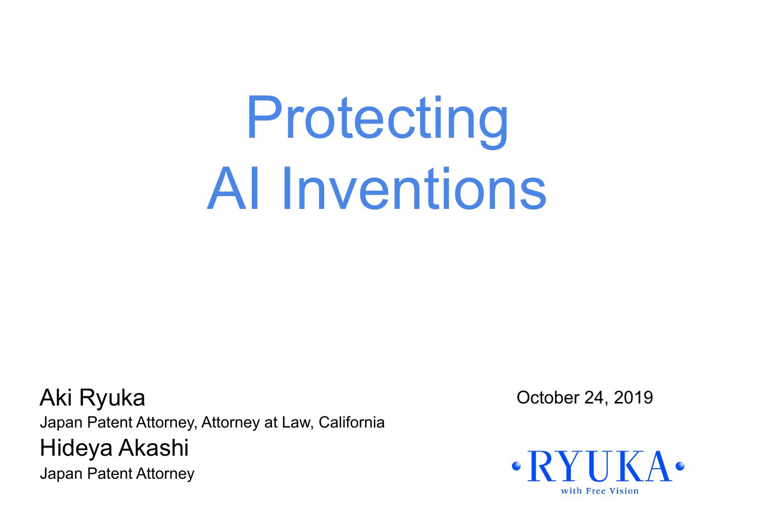# Protecting AI Inventions

Aki Ryuka

Japan Patent Attorney, Attorney at Law, California

Hideya Akashi

Japan Patent Attorney

October 24, 2019

RYUKA

with Free Vision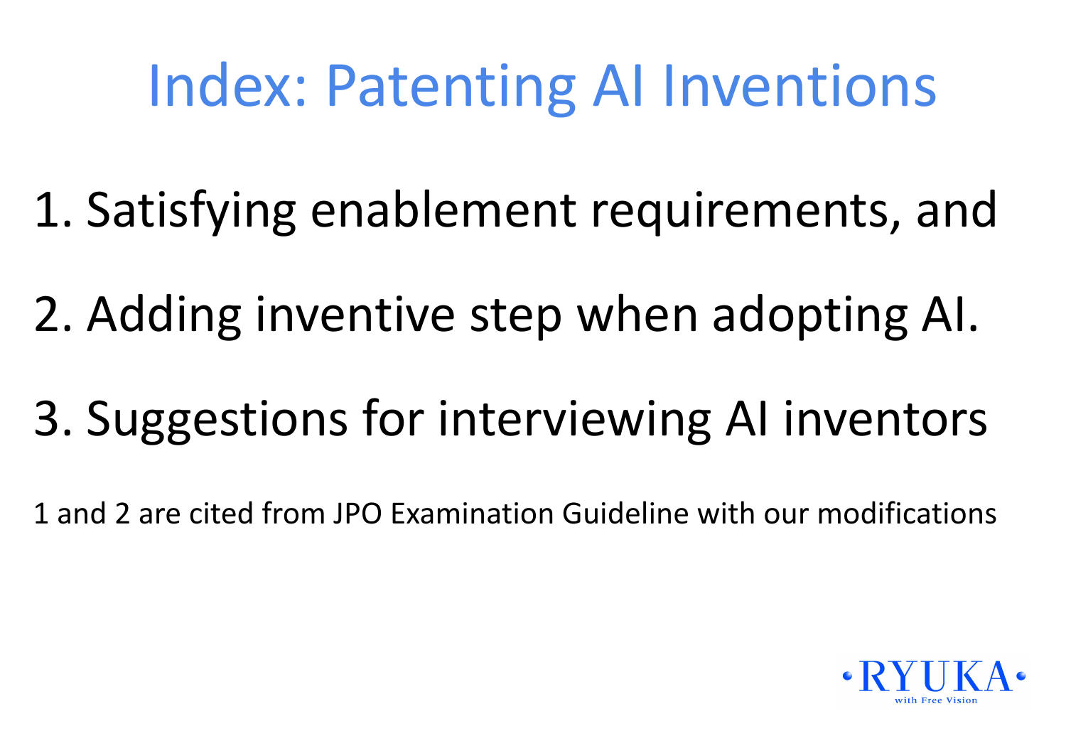# Index: Patenting AI Inventions

1. Satisfying enablement requirements, and
2. Adding inventive step when adopting AI.
3. Suggestions for interviewing AI inventors

1 and 2 are cited from JPO Examination Guideline with our modifications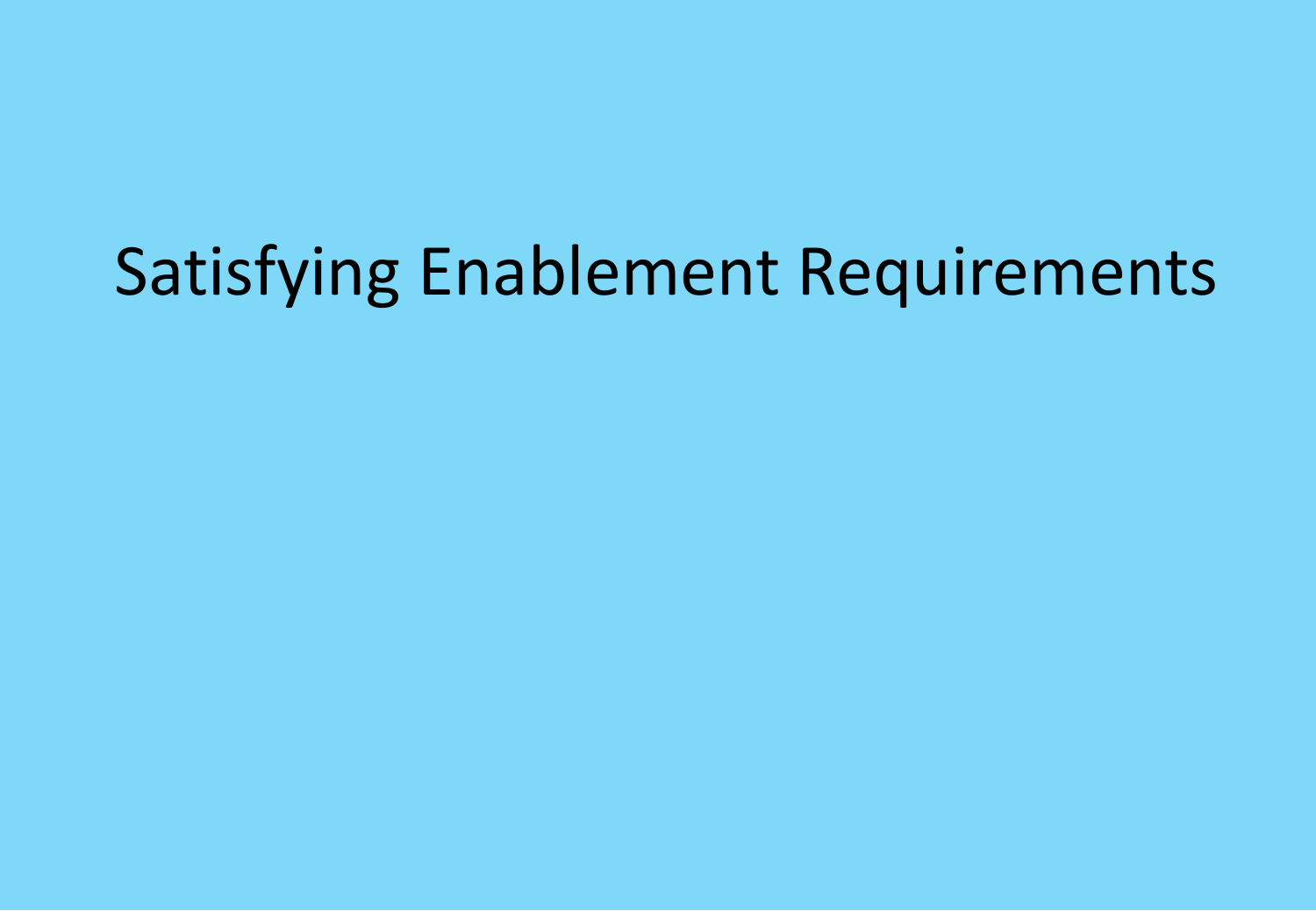# Satisfying Enablement Requirements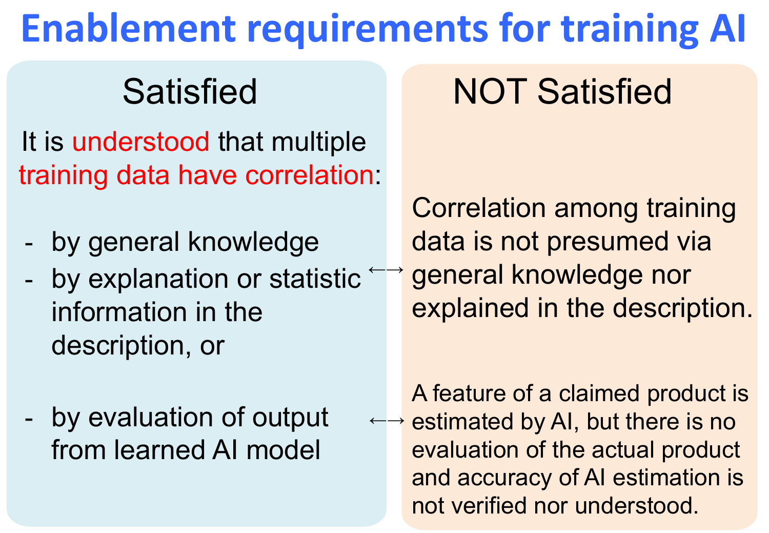# Enablement requirements for training AI

| Satisfied | | NOT Satisfied |
|---|---|---|
| It is understood that multiple training data have correlation: | | |
| - by general knowledge<br>- by explanation or statistic information in the description, or | ←→ | Correlation among training data is not presumed via general knowledge nor explained in the description. |
| - by evaluation of output from learned AI model | ←→ | A feature of a claimed product is estimated by AI, but there is no evaluation of the actual product and accuracy of AI estimation is not verified nor understood. |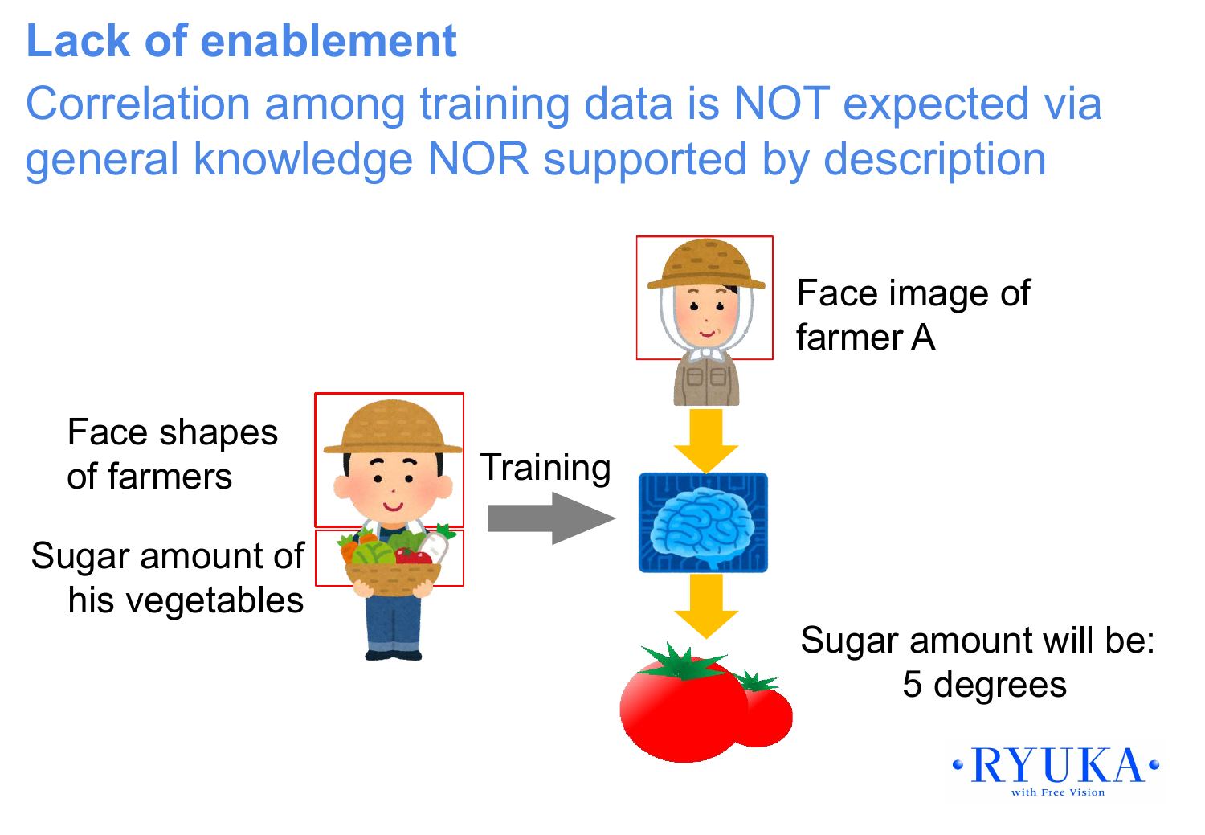# Lack of enablement

## Correlation among training data is NOT expected via general knowledge NOR supported by description

Face shapes of farmers

Sugar amount of his vegetables

Training

Face image of farmer A

Sugar amount will be: 5 degrees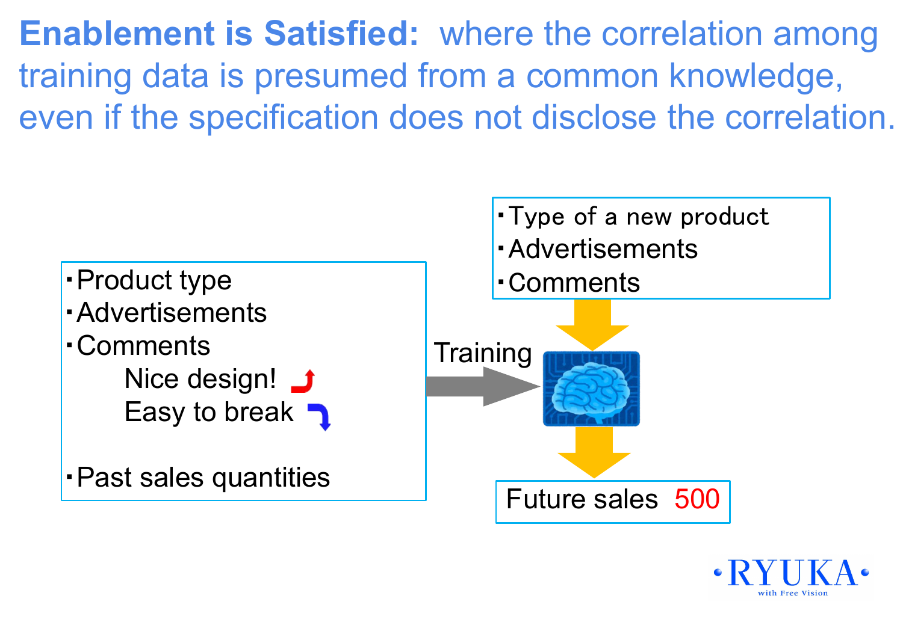**Enablement is Satisfied:** where the correlation among training data is presumed from a common knowledge, even if the specification does not disclose the correlation.

- Product type
- Advertisements
- Comments
  - Nice design!
  - Easy to break
- Past sales quantities

Training

- Type of a new product
- Advertisements
- Comments

Future sales 500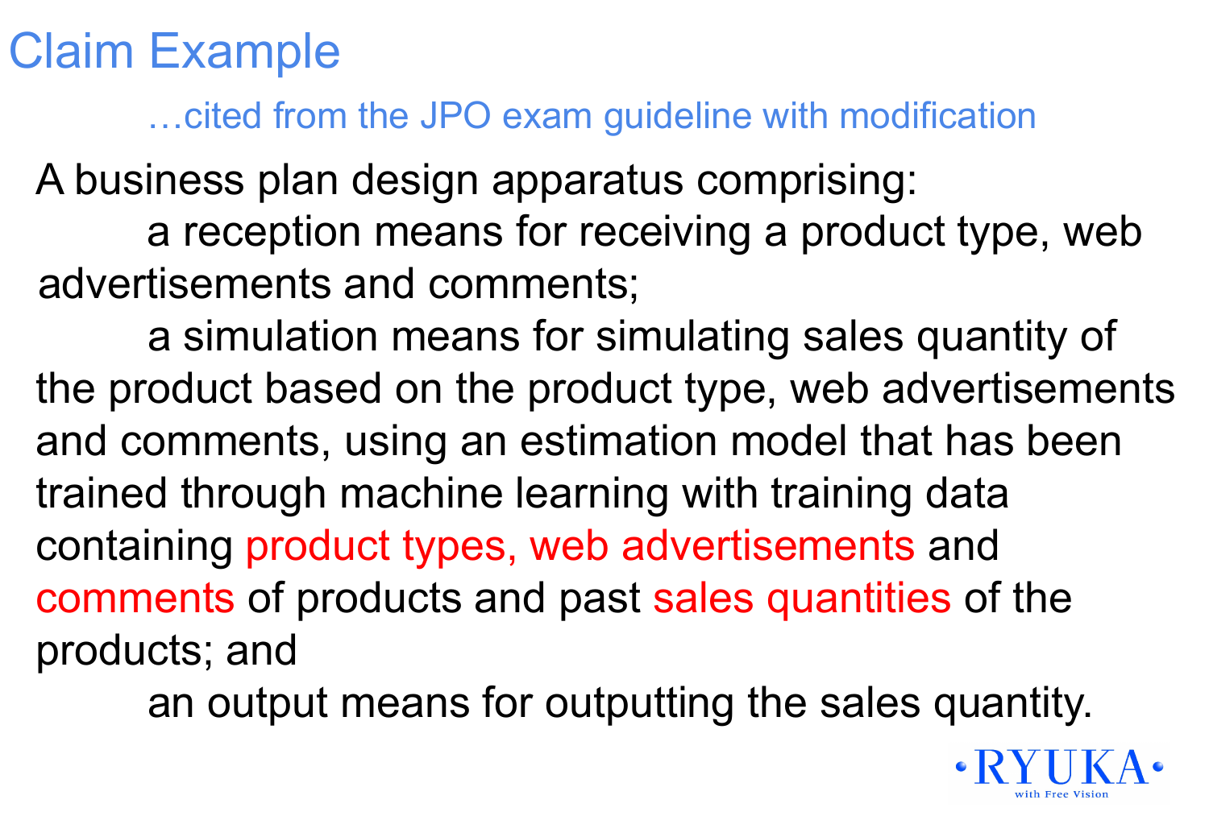# Claim Example

…cited from the JPO exam guideline with modification

A business plan design apparatus comprising:

a reception means for receiving a product type, web advertisements and comments;

a simulation means for simulating sales quantity of the product based on the product type, web advertisements and comments, using an estimation model that has been trained through machine learning with training data containing product types, web advertisements and comments of products and past sales quantities of the products; and

an output means for outputting the sales quantity.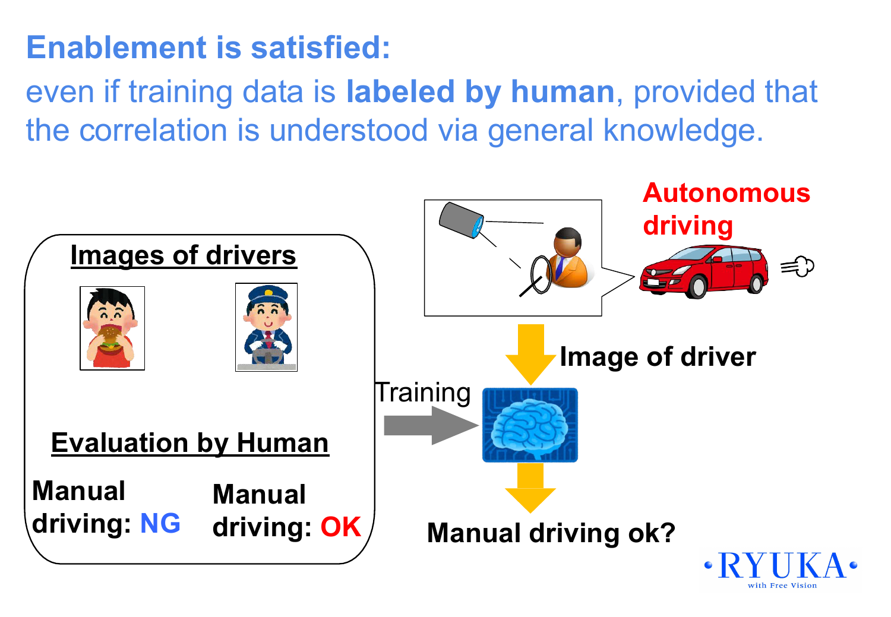## Enablement is satisfied:

even if training data is **labeled by human**, provided that the correlation is understood via general knowledge.

**Images of drivers**

**Evaluation by Human**

**Manual driving: NG**

**Manual driving: OK**

Training

**Autonomous driving**

**Image of driver**

**Manual driving ok?**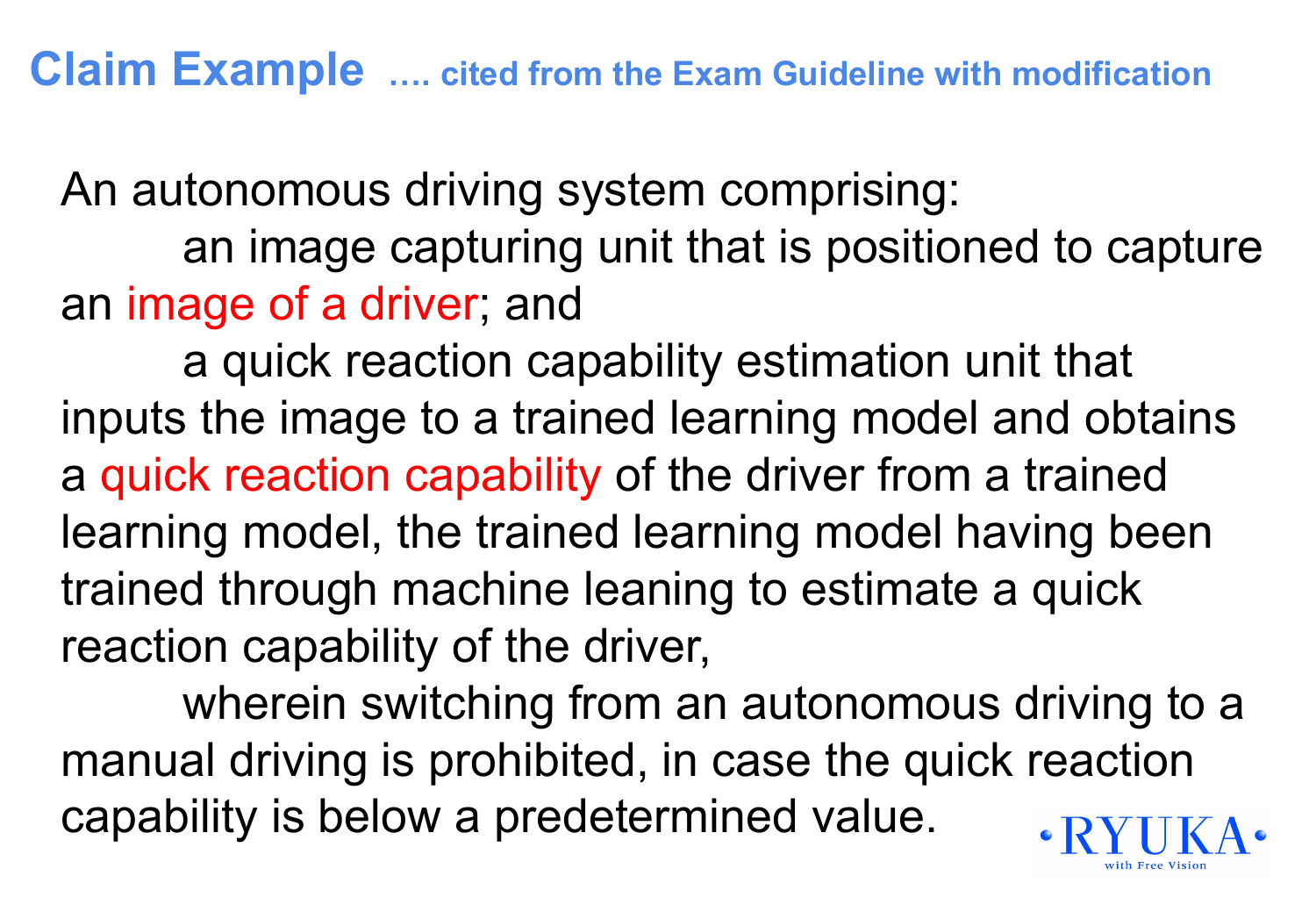## Claim Example …. cited from the Exam Guideline with modification

An autonomous driving system comprising:

an image capturing unit that is positioned to capture an image of a driver; and

a quick reaction capability estimation unit that inputs the image to a trained learning model and obtains a quick reaction capability of the driver from a trained learning model, the trained learning model having been trained through machine leaning to estimate a quick reaction capability of the driver,

wherein switching from an autonomous driving to a manual driving is prohibited, in case the quick reaction capability is below a predetermined value.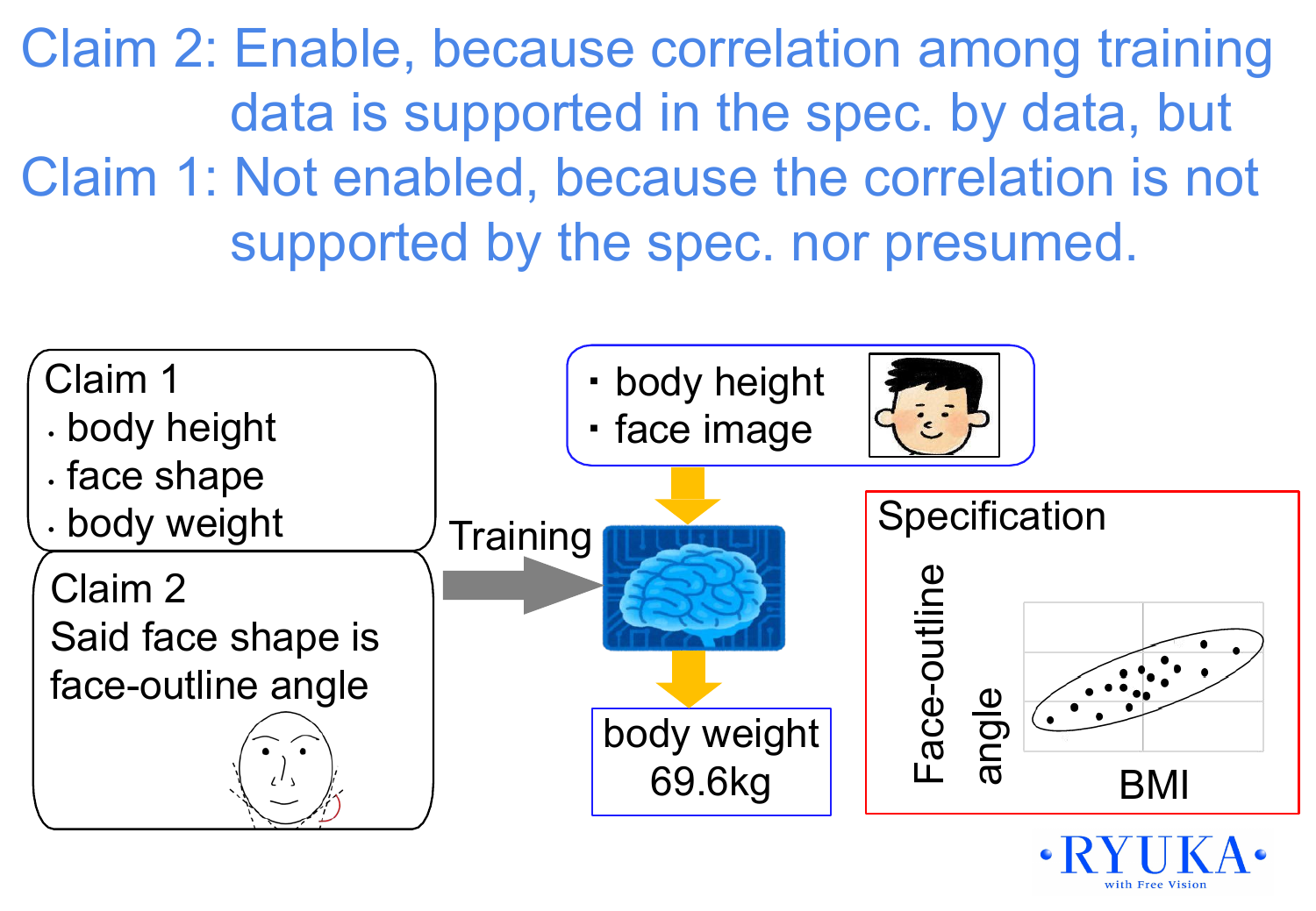Claim 2: Enable, because correlation among training data is supported in the spec. by data, but
Claim 1: Not enabled, because the correlation is not supported by the spec. nor presumed.

**Claim 1**
- body height
- face shape
- body weight

**Claim 2**
Said face shape is face-outline angle

Training

- body height
- face image

body weight
69.6kg

**Specification**

Face-outline angle

BMI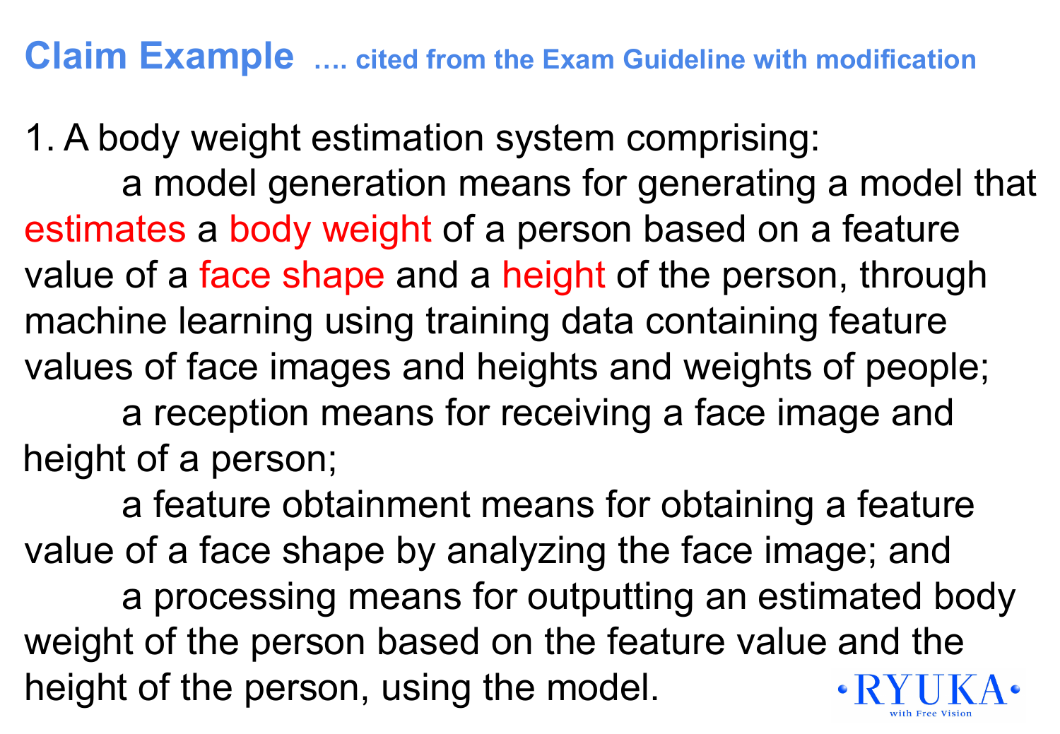## Claim Example …. cited from the Exam Guideline with modification

1. A body weight estimation system comprising:

a model generation means for generating a model that estimates a body weight of a person based on a feature value of a face shape and a height of the person, through machine learning using training data containing feature values of face images and heights and weights of people;

a reception means for receiving a face image and height of a person;

a feature obtainment means for obtaining a feature value of a face shape by analyzing the face image; and

a processing means for outputting an estimated body weight of the person based on the feature value and the height of the person, using the model.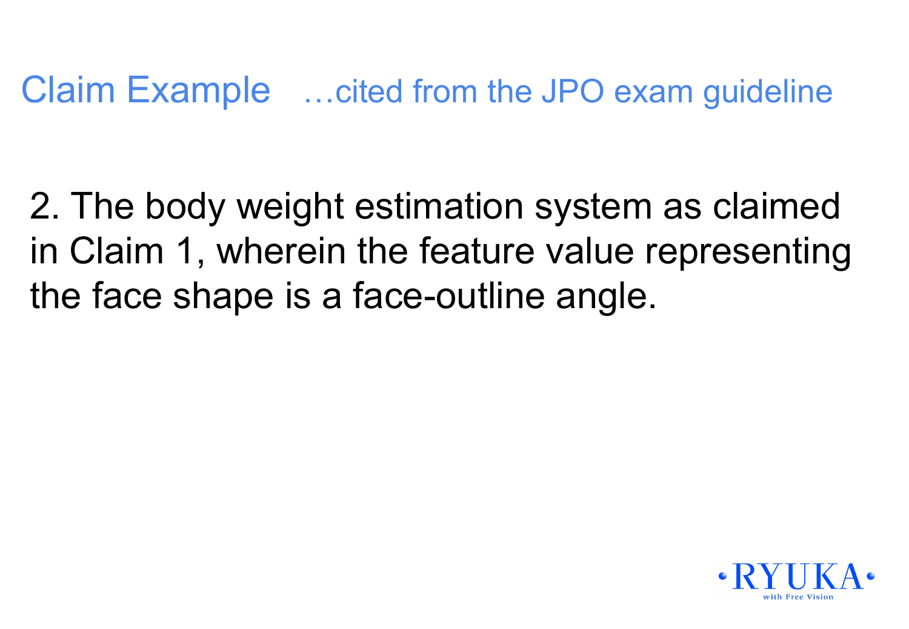## Claim Example …cited from the JPO exam guideline

2. The body weight estimation system as claimed in Claim 1, wherein the feature value representing the face shape is a face-outline angle.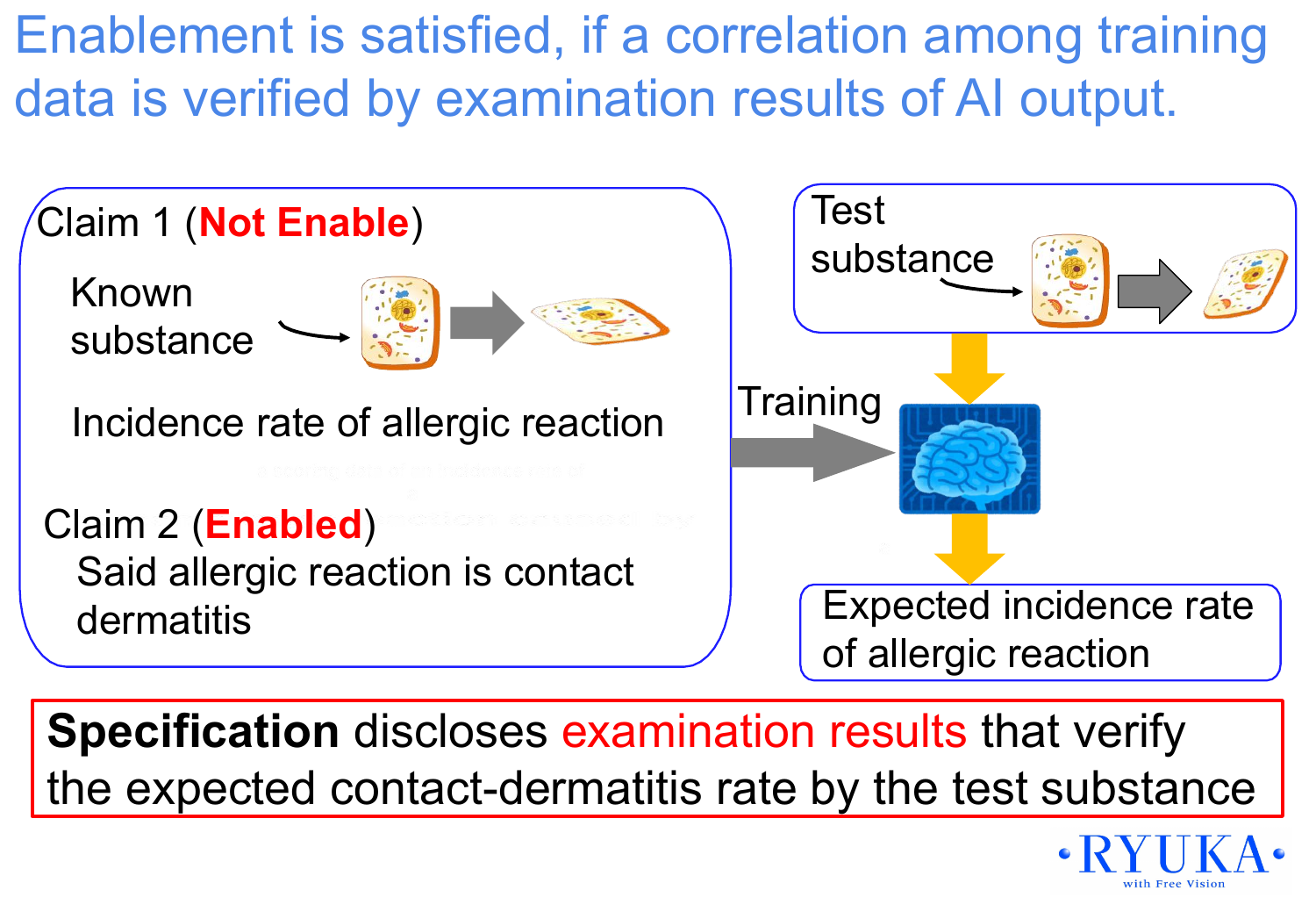# Enablement is satisfied, if a correlation among training data is verified by examination results of AI output.

**Claim 1 (Not Enable)**

Known substance → [cell] → [cell]

Incidence rate of allergic reaction

**Claim 2 (Enabled)**

Said allergic reaction is contact dermatitis

Training →

Test substance → [cell] → [cell]

Expected incidence rate of allergic reaction

**Specification** discloses examination results that verify the expected contact-dermatitis rate by the test substance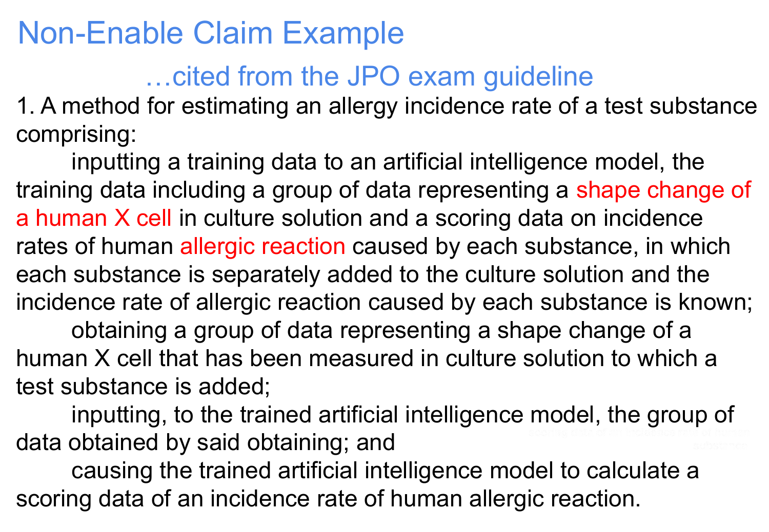# Non-Enable Claim Example

…cited from the JPO exam guideline

1. A method for estimating an allergy incidence rate of a test substance comprising:

inputting a training data to an artificial intelligence model, the training data including a group of data representing a shape change of a human X cell in culture solution and a scoring data on incidence rates of human allergic reaction caused by each substance, in which each substance is separately added to the culture solution and the incidence rate of allergic reaction caused by each substance is known;

obtaining a group of data representing a shape change of a human X cell that has been measured in culture solution to which a test substance is added;

inputting, to the trained artificial intelligence model, the group of data obtained by said obtaining; and

causing the trained artificial intelligence model to calculate a scoring data of an incidence rate of human allergic reaction.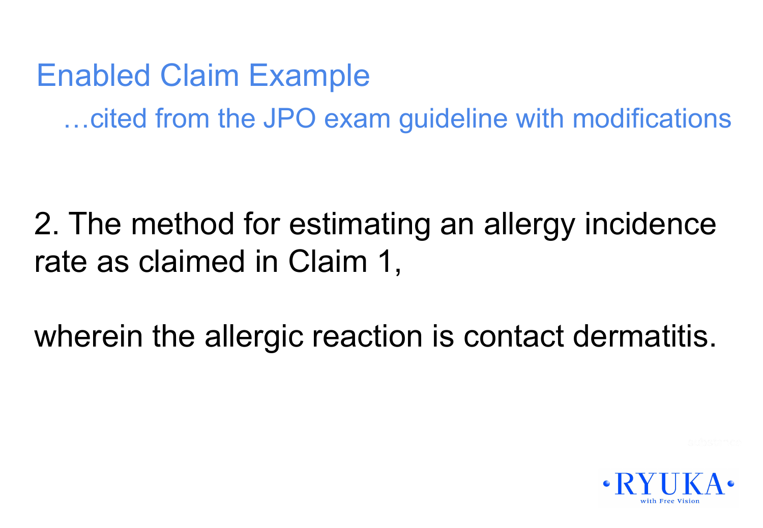# Enabled Claim Example

…cited from the JPO exam guideline with modifications

2. The method for estimating an allergy incidence rate as claimed in Claim 1,

wherein the allergic reaction is contact dermatitis.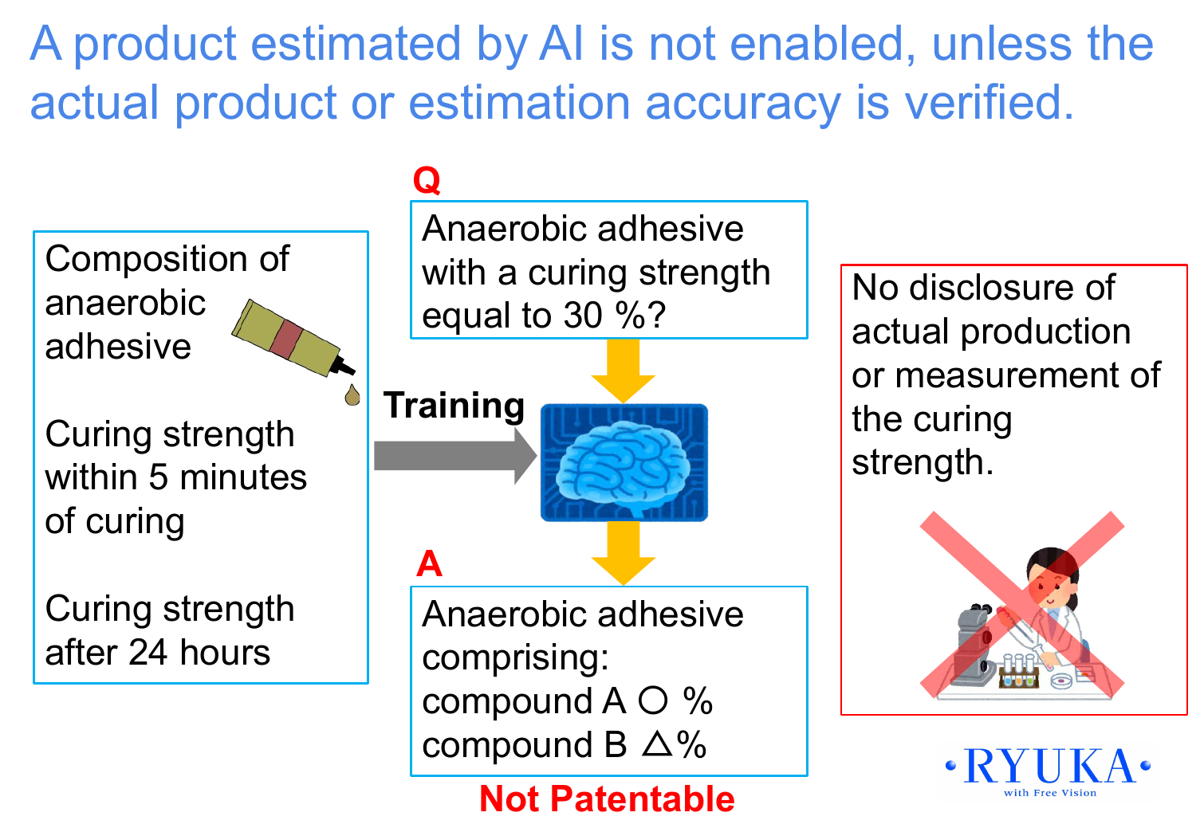# A product estimated by AI is not enabled, unless the actual product or estimation accuracy is verified.

Composition of anaerobic adhesive

Curing strength within 5 minutes of curing

Curing strength after 24 hours

**Training**

**Q**

Anaerobic adhesive with a curing strength equal to 30 %?

**A**

Anaerobic adhesive comprising:
compound A ○ %
compound B △%

**Not Patentable**

No disclosure of actual production or measurement of the curing strength.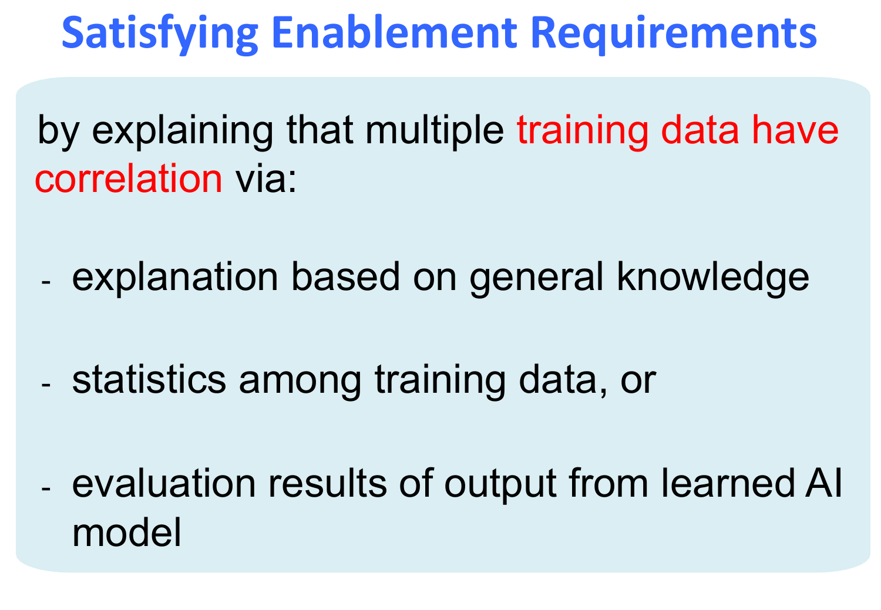# Satisfying Enablement Requirements

by explaining that multiple training data have correlation via:

- explanation based on general knowledge
- statistics among training data, or
- evaluation results of output from learned AI model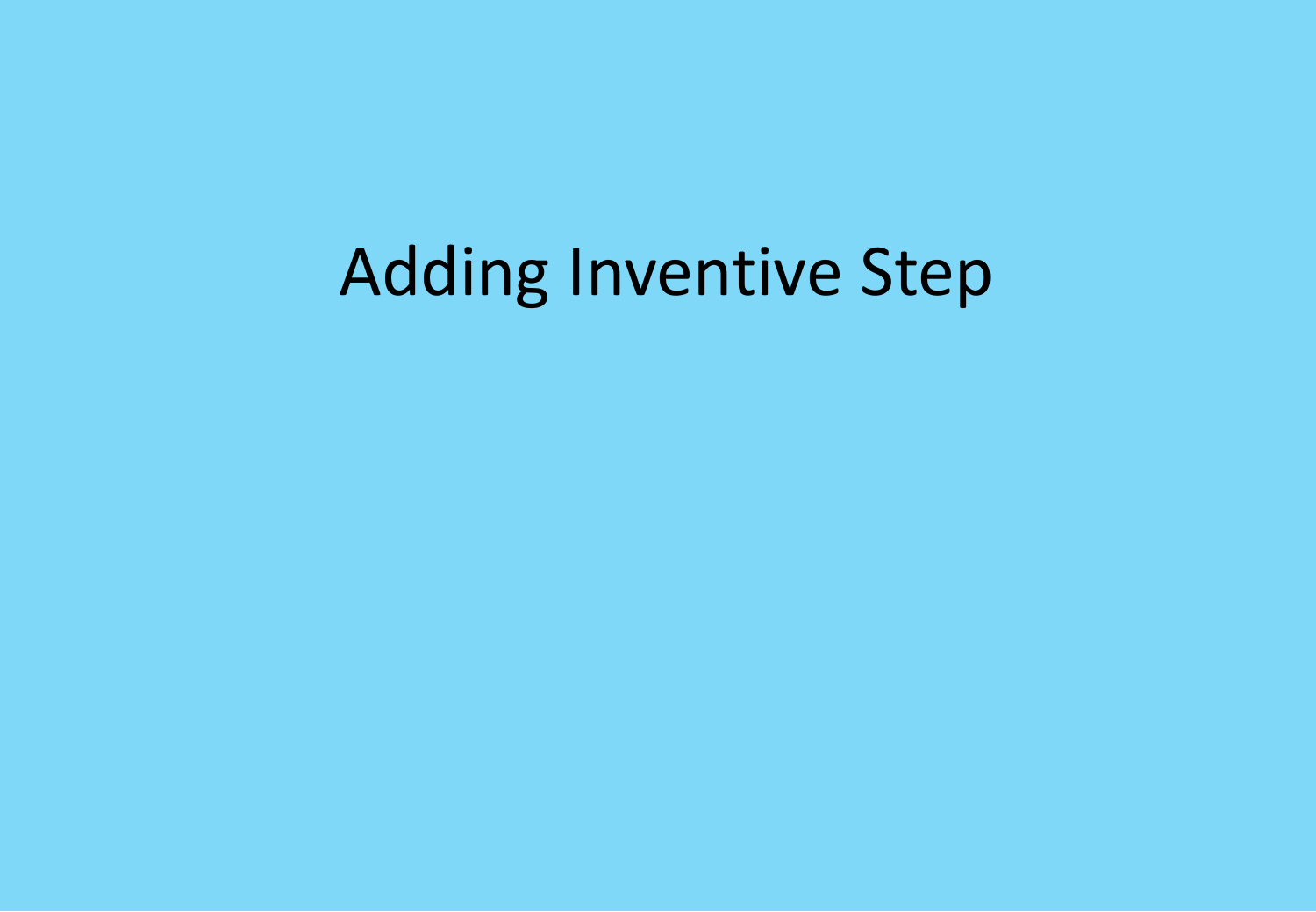# Adding Inventive Step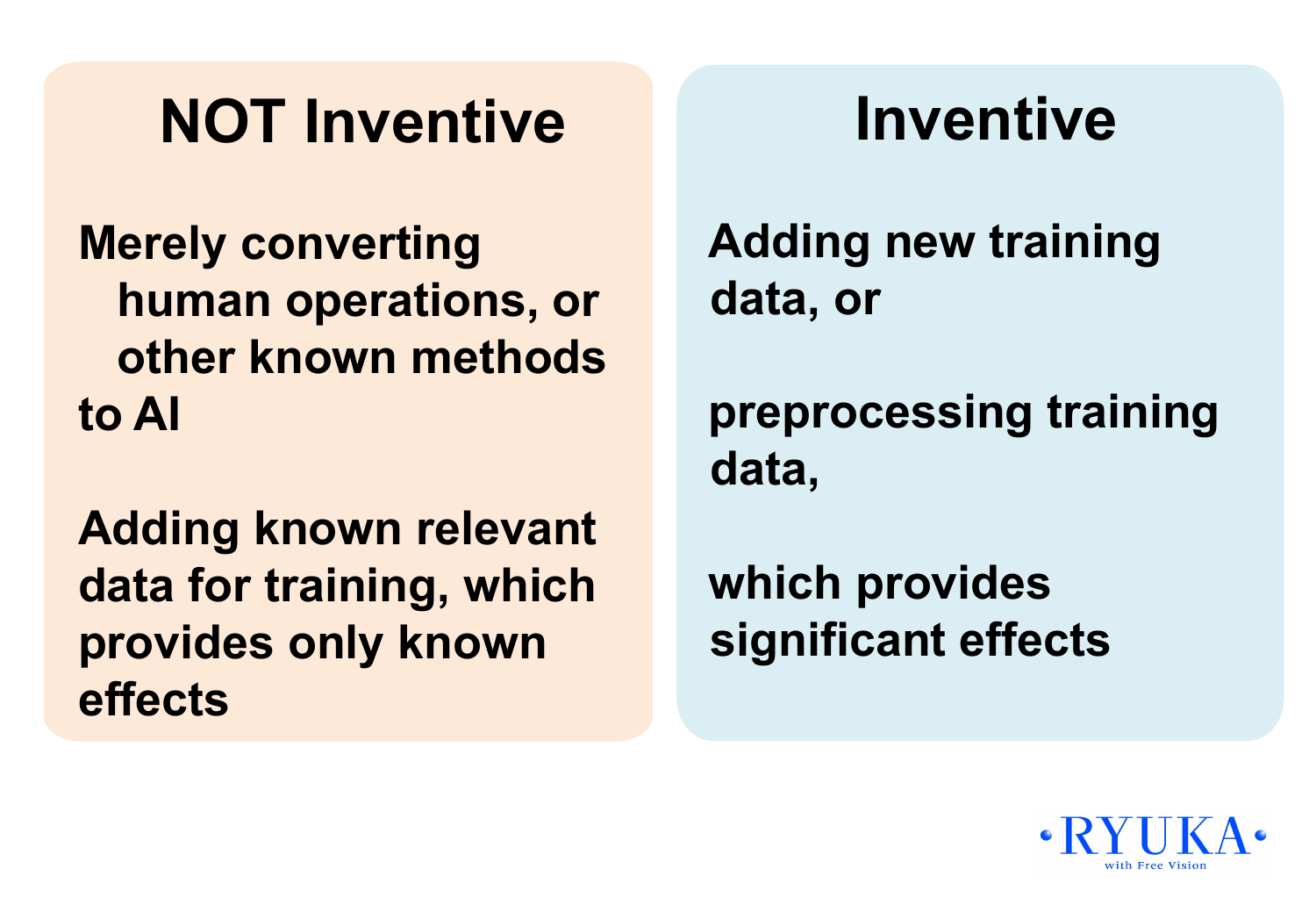## NOT Inventive

Merely converting human operations, or other known methods to AI

Adding known relevant data for training, which provides only known effects

## Inventive

Adding new training data, or

preprocessing training data,

which provides significant effects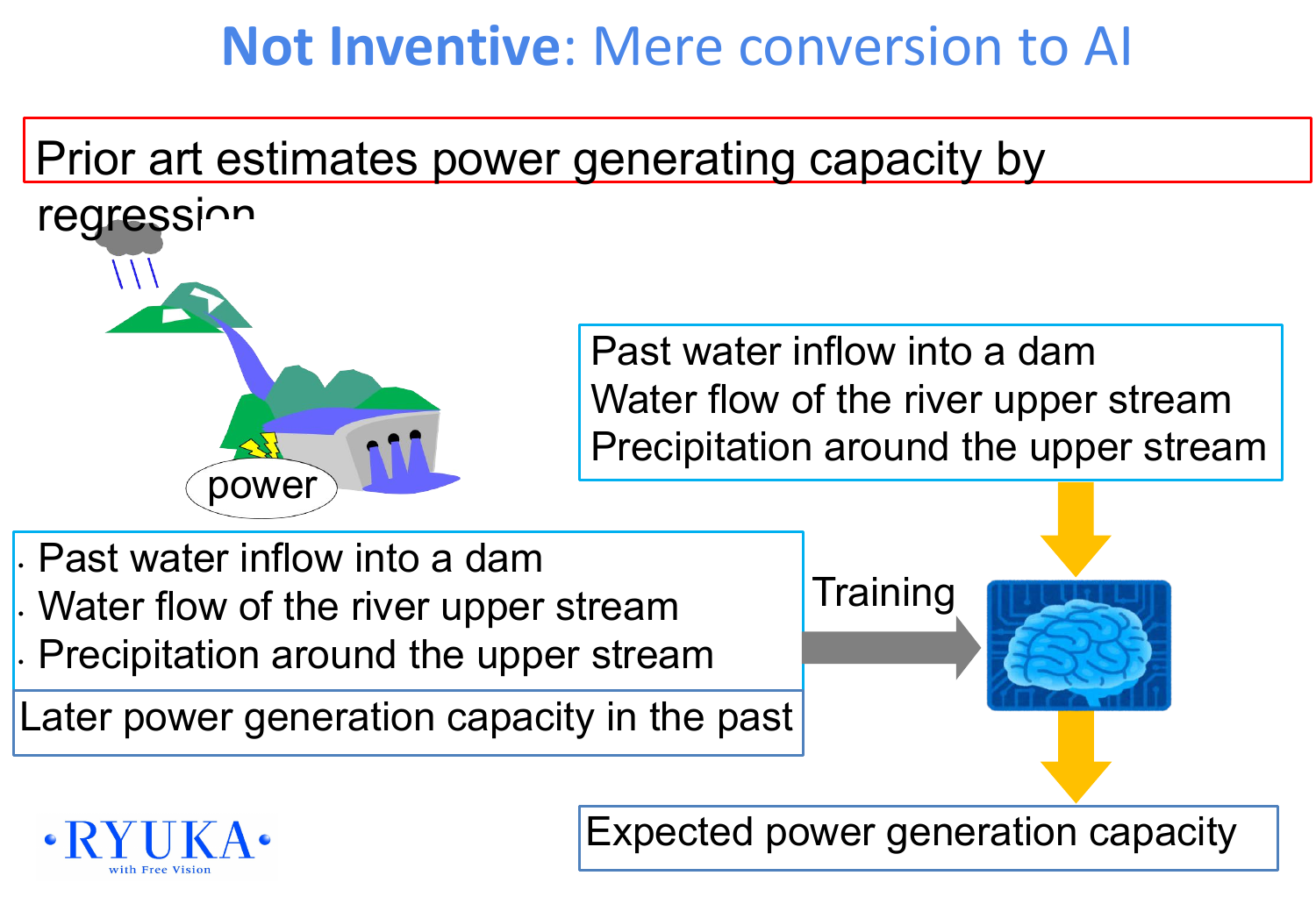# **Not Inventive**: Mere conversion to AI

Prior art estimates power generating capacity by regression

power

- Past water inflow into a dam
- Water flow of the river upper stream
- Precipitation around the upper stream

Later power generation capacity in the past

Training

Past water inflow into a dam
Water flow of the river upper stream
Precipitation around the upper stream

Expected power generation capacity

RYUKA with Free Vision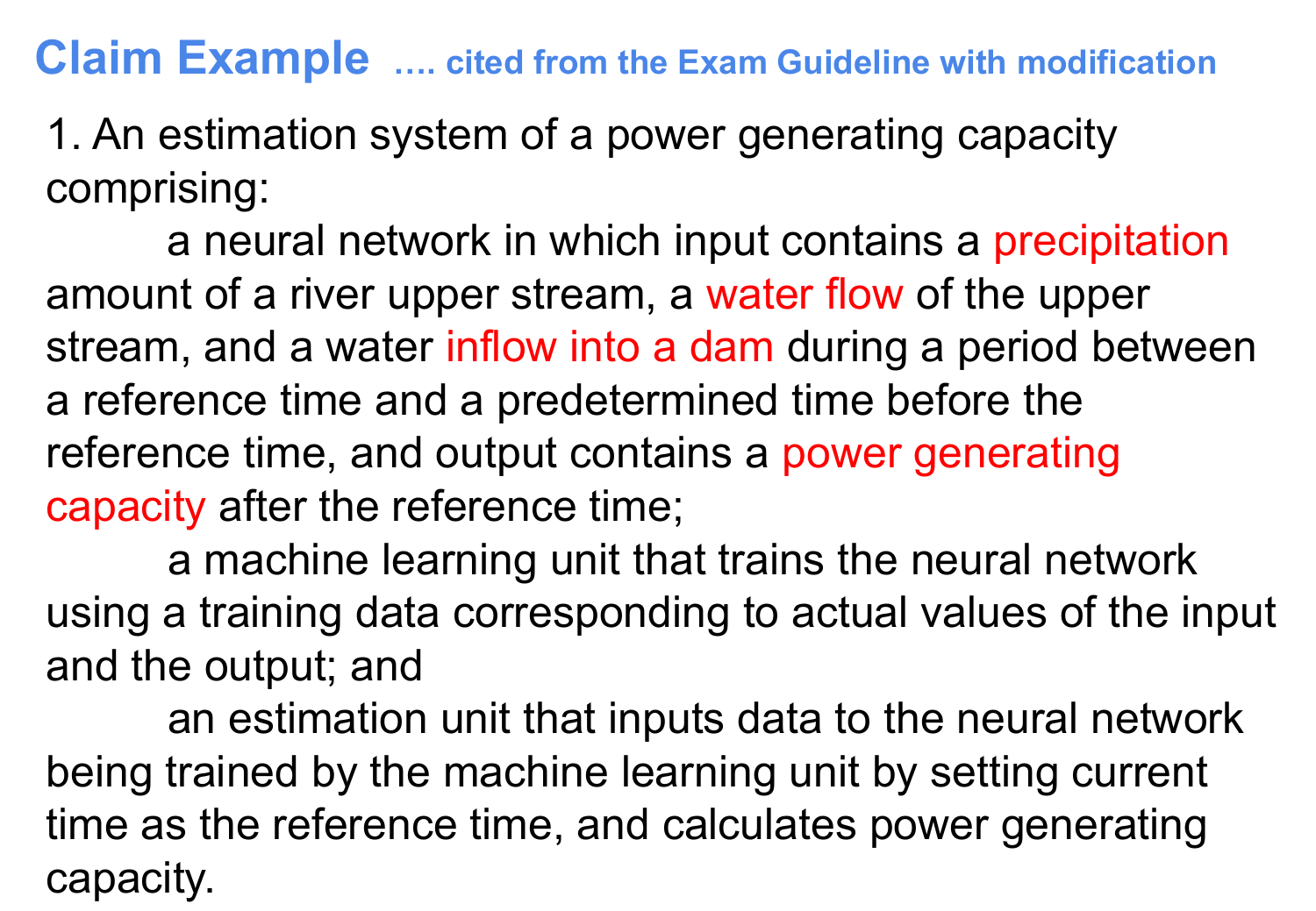## Claim Example …. cited from the Exam Guideline with modification

1. An estimation system of a power generating capacity comprising:

a neural network in which input contains a precipitation amount of a river upper stream, a water flow of the upper stream, and a water inflow into a dam during a period between a reference time and a predetermined time before the reference time, and output contains a power generating capacity after the reference time;

a machine learning unit that trains the neural network using a training data corresponding to actual values of the input and the output; and

an estimation unit that inputs data to the neural network being trained by the machine learning unit by setting current time as the reference time, and calculates power generating capacity.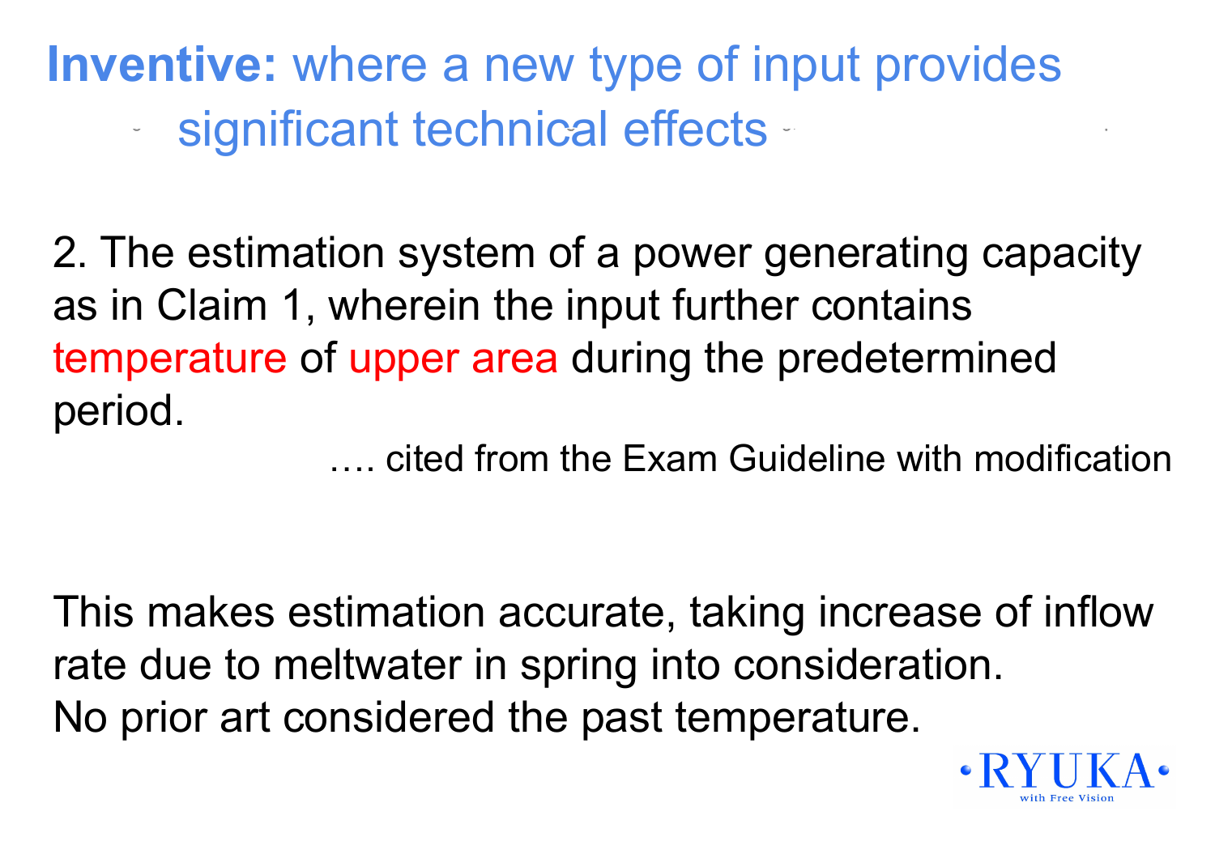# **Inventive:** where a new type of input provides significant technical effects

2. The estimation system of a power generating capacity as in Claim 1, wherein the input further contains temperature of upper area during the predetermined period.

…. cited from the Exam Guideline with modification

This makes estimation accurate, taking increase of inflow rate due to meltwater in spring into consideration.
No prior art considered the past temperature.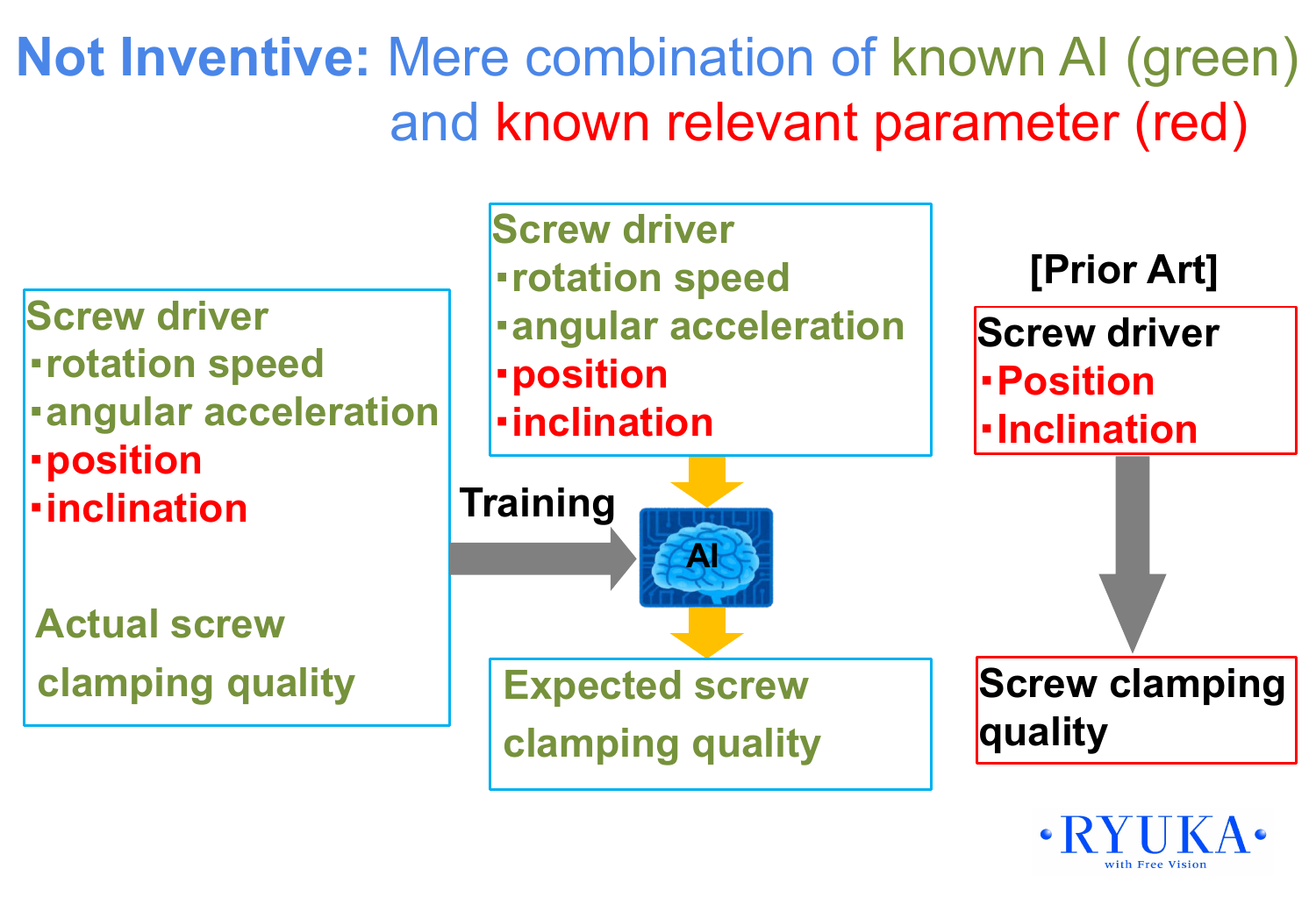# Not Inventive: Mere combination of known AI (green) and known relevant parameter (red)

Screw driver
- rotation speed
- angular acceleration
- position
- inclination

Actual screw clamping quality

Training

Screw driver
- rotation speed
- angular acceleration
- position
- inclination

AI

Expected screw clamping quality

[Prior Art]

Screw driver
- Position
- Inclination

Screw clamping quality

RYUKA with Free Vision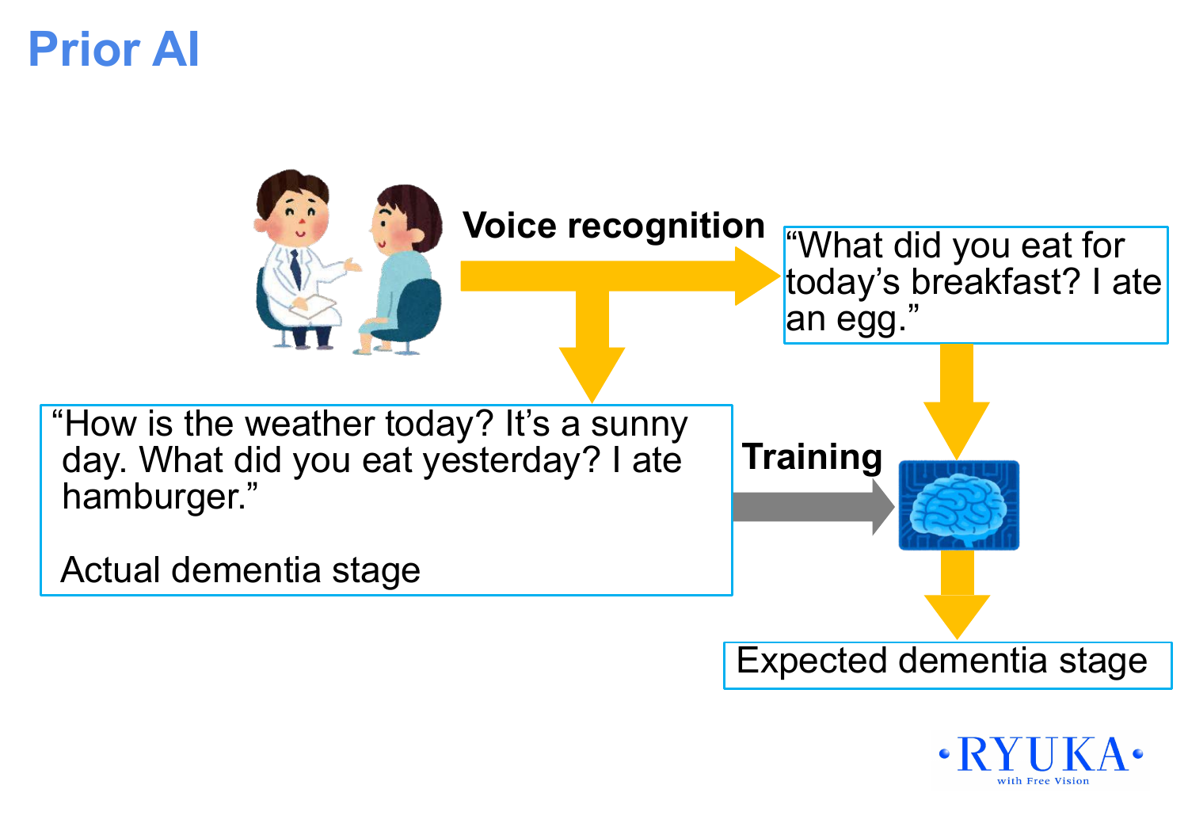# Prior AI

**Voice recognition**

"What did you eat for today's breakfast? I ate an egg."

"How is the weather today? It's a sunny day. What did you eat yesterday? I ate hamburger."

Actual dementia stage

**Training**

Expected dementia stage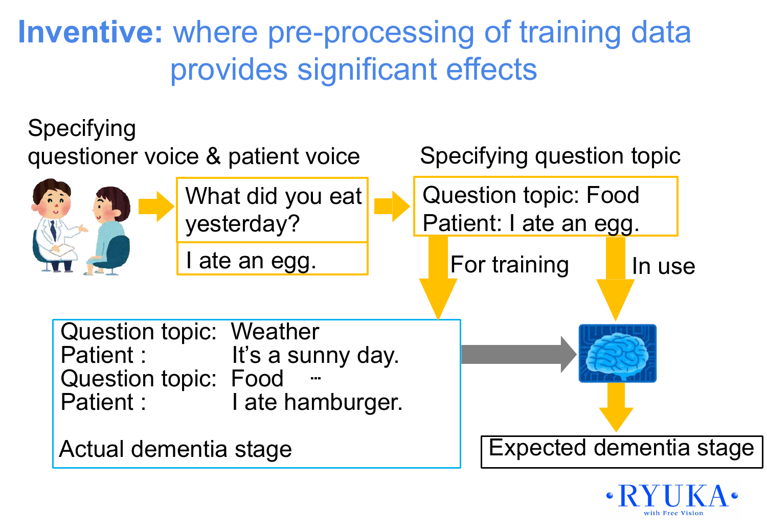# **Inventive:** where pre-processing of training data provides significant effects

Specifying questioner voice & patient voice

What did you eat yesterday?

I ate an egg.

Specifying question topic

Question topic: Food
Patient: I ate an egg.

For training

In use

Question topic: Weather
Patient : It's a sunny day.
Question topic: Food …
Patient : I ate hamburger.

Actual dementia stage

Expected dementia stage

RYUKA with Free Vision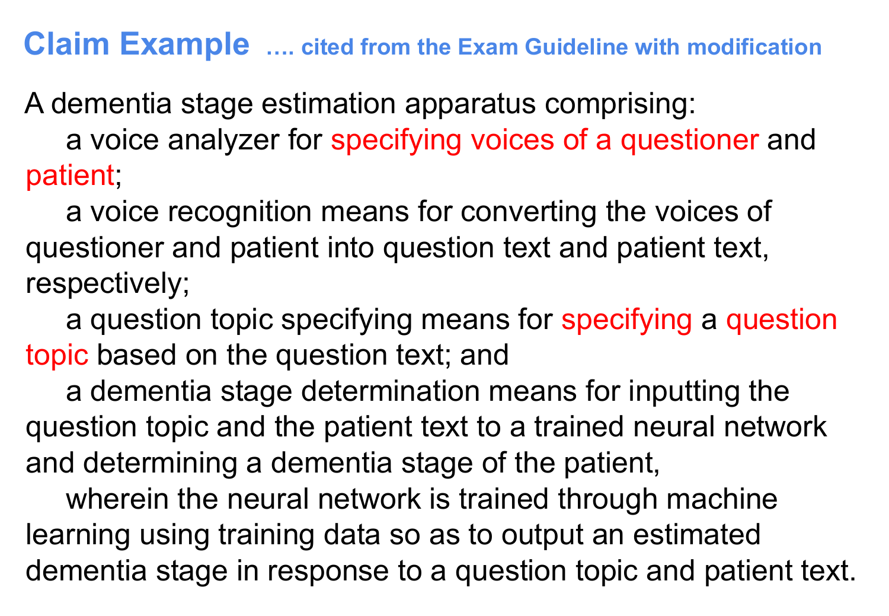## Claim Example …. cited from the Exam Guideline with modification

A dementia stage estimation apparatus comprising:

a voice analyzer for specifying voices of a questioner and patient;

a voice recognition means for converting the voices of questioner and patient into question text and patient text, respectively;

a question topic specifying means for specifying a question topic based on the question text; and

a dementia stage determination means for inputting the question topic and the patient text to a trained neural network and determining a dementia stage of the patient,

wherein the neural network is trained through machine learning using training data so as to output an estimated dementia stage in response to a question topic and patient text.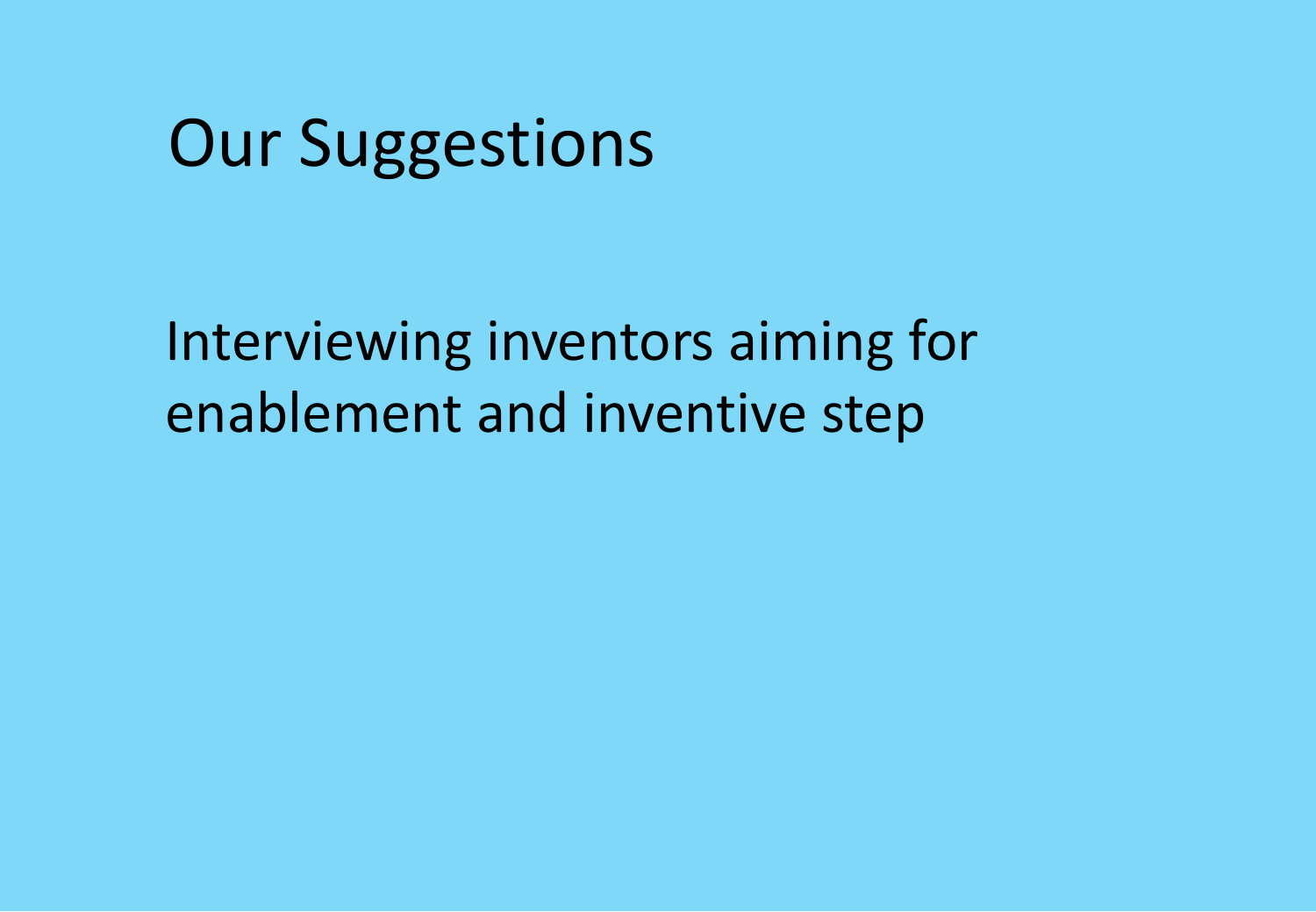# Our Suggestions

Interviewing inventors aiming for enablement and inventive step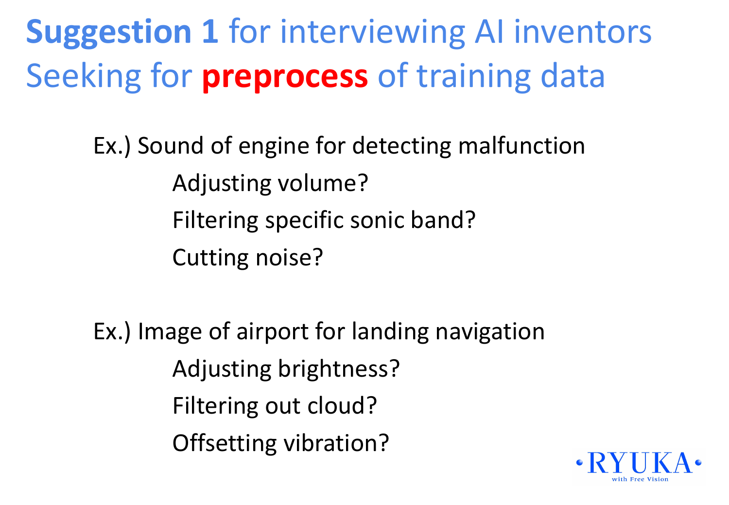# **Suggestion 1** for interviewing AI inventors Seeking for **preprocess** of training data

Ex.) Sound of engine for detecting malfunction

- Adjusting volume?
- Filtering specific sonic band?
- Cutting noise?

Ex.) Image of airport for landing navigation

- Adjusting brightness?
- Filtering out cloud?
- Offsetting vibration?

RYUKA with Free Vision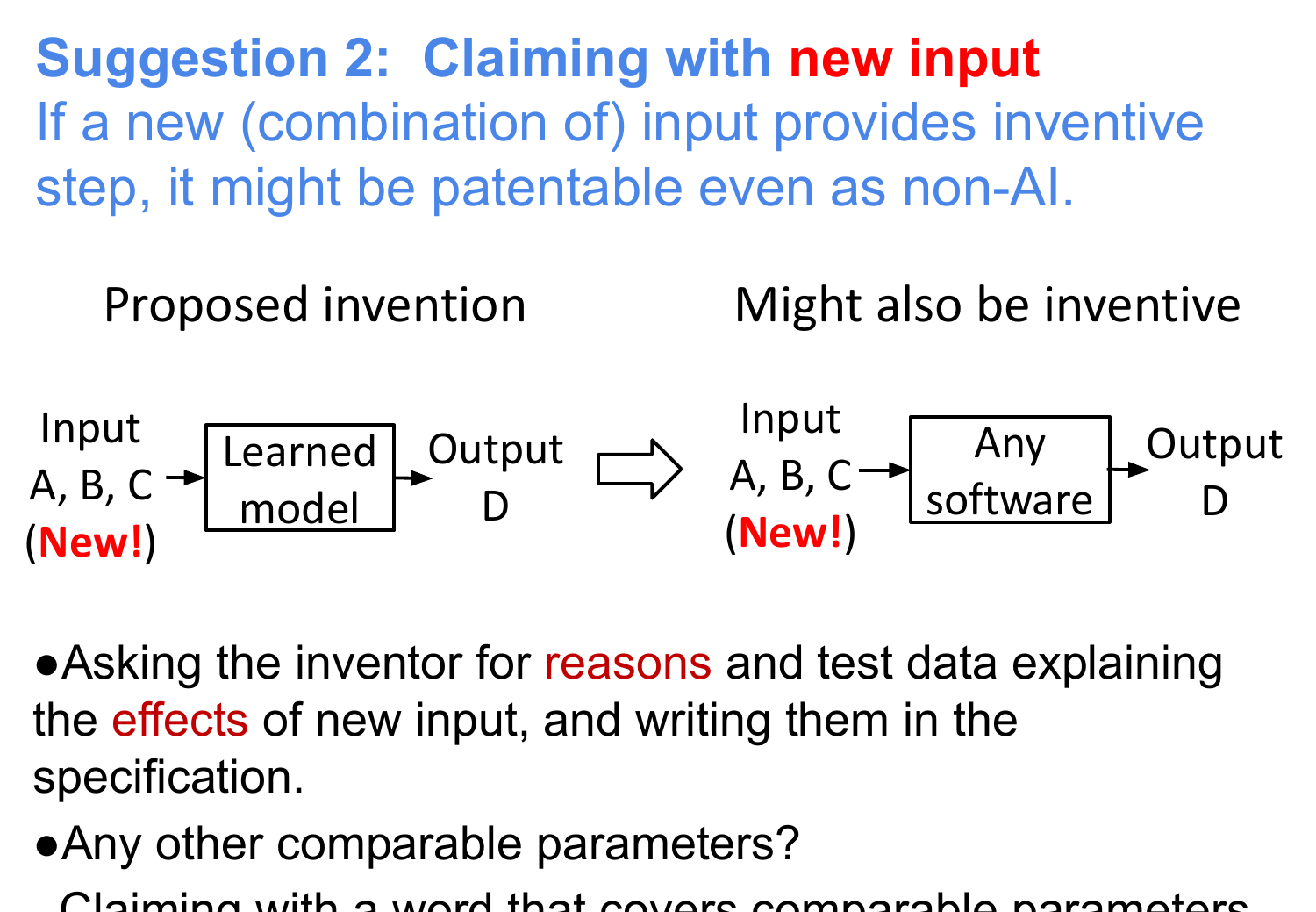# Suggestion 2: Claiming with new input

If a new (combination of) input provides inventive step, it might be patentable even as non-AI.

Proposed invention

Input A, B, C (**New!**) → Learned model → Output D

⇨

Might also be inventive

Input A, B, C (**New!**) → Any software → Output D

- Asking the inventor for reasons and test data explaining the effects of new input, and writing them in the specification.
- Any other comparable parameters?

Claiming with a word that covers comparable parameters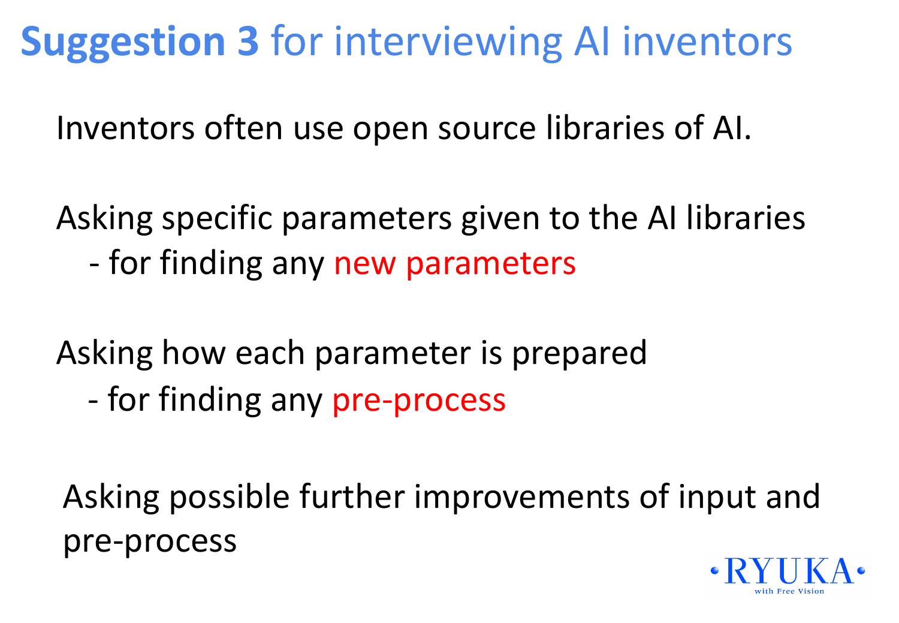# **Suggestion 3** for interviewing AI inventors

Inventors often use open source libraries of AI.

Asking specific parameters given to the AI libraries
- for finding any new parameters

Asking how each parameter is prepared
- for finding any pre-process

Asking possible further improvements of input and pre-process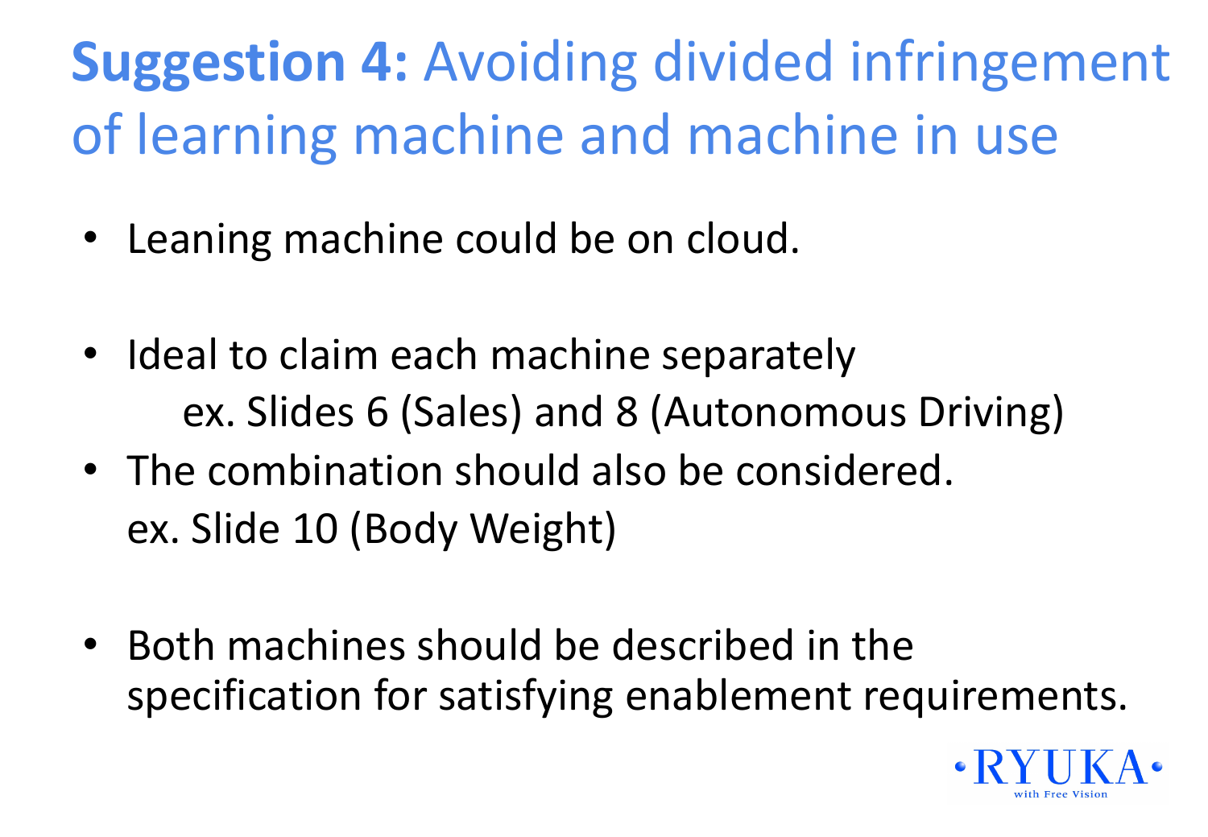# **Suggestion 4:** Avoiding divided infringement of learning machine and machine in use

- Leaning machine could be on cloud.

- Ideal to claim each machine separately
  ex. Slides 6 (Sales) and 8 (Autonomous Driving)
- The combination should also be considered.
  ex. Slide 10 (Body Weight)

- Both machines should be described in the specification for satisfying enablement requirements.

•RYUKA•
with Free Vision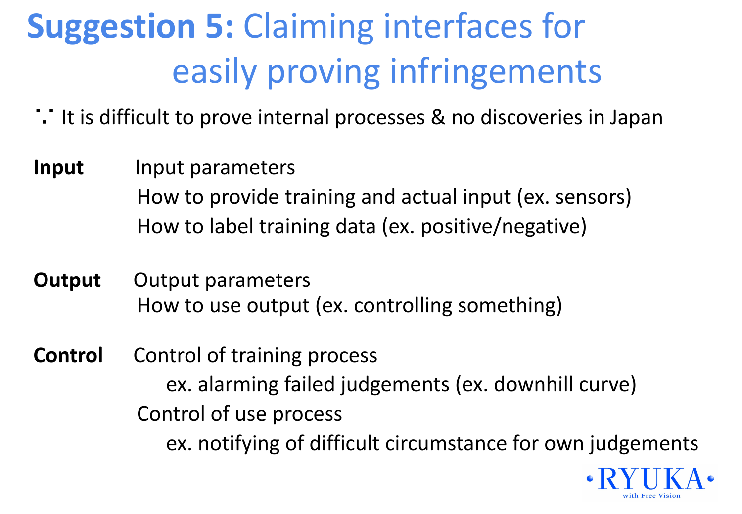# **Suggestion 5:** Claiming interfaces for easily proving infringements

∵ It is difficult to prove internal processes & no discoveries in Japan

**Input**

- Input parameters
  - How to provide training and actual input (ex. sensors)
  - How to label training data (ex. positive/negative)

**Output**

- Output parameters
  - How to use output (ex. controlling something)

**Control**

- Control of training process
  - ex. alarming failed judgements (ex. downhill curve)
- Control of use process
  - ex. notifying of difficult circumstance for own judgements

RYUKA with Free Vision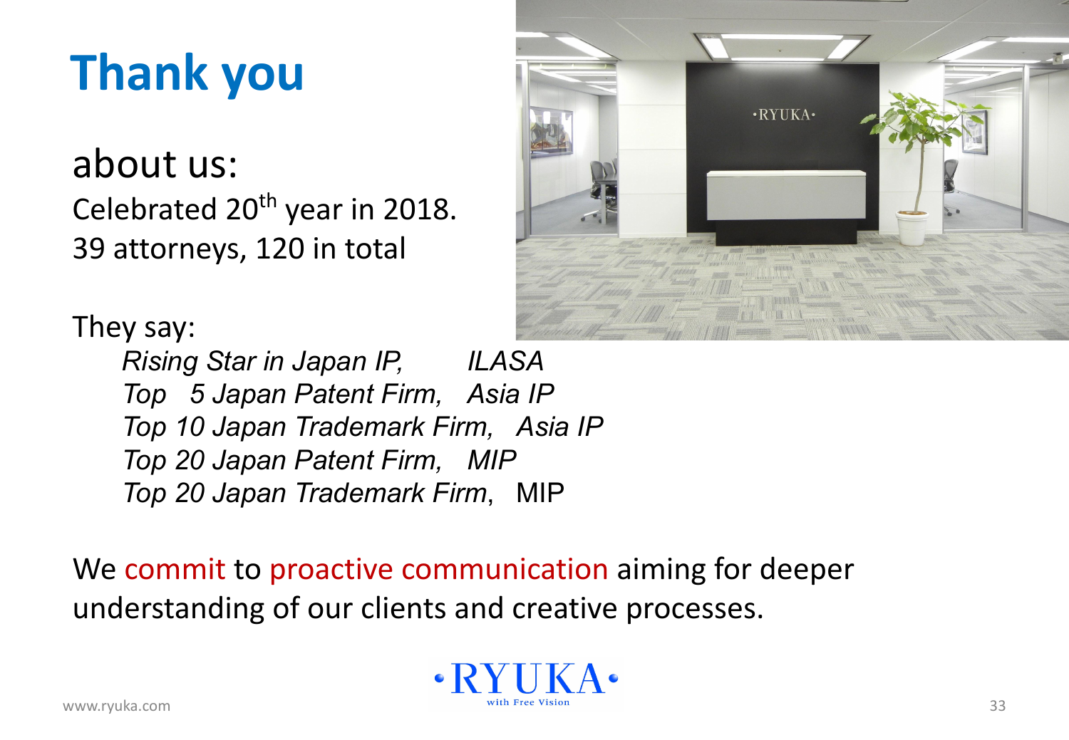# Thank you

## about us:

Celebrated 20th year in 2018.
39 attorneys, 120 in total

They say:

*Rising Star in Japan IP,* *ILASA*
*Top 5 Japan Patent Firm,* *Asia IP*
*Top 10 Japan Trademark Firm,* *Asia IP*
*Top 20 Japan Patent Firm,* *MIP*
*Top 20 Japan Trademark Firm*, MIP

We commit to proactive communication aiming for deeper understanding of our clients and creative processes.

•RYUKA•
with Free Vision

www.ryuka.com